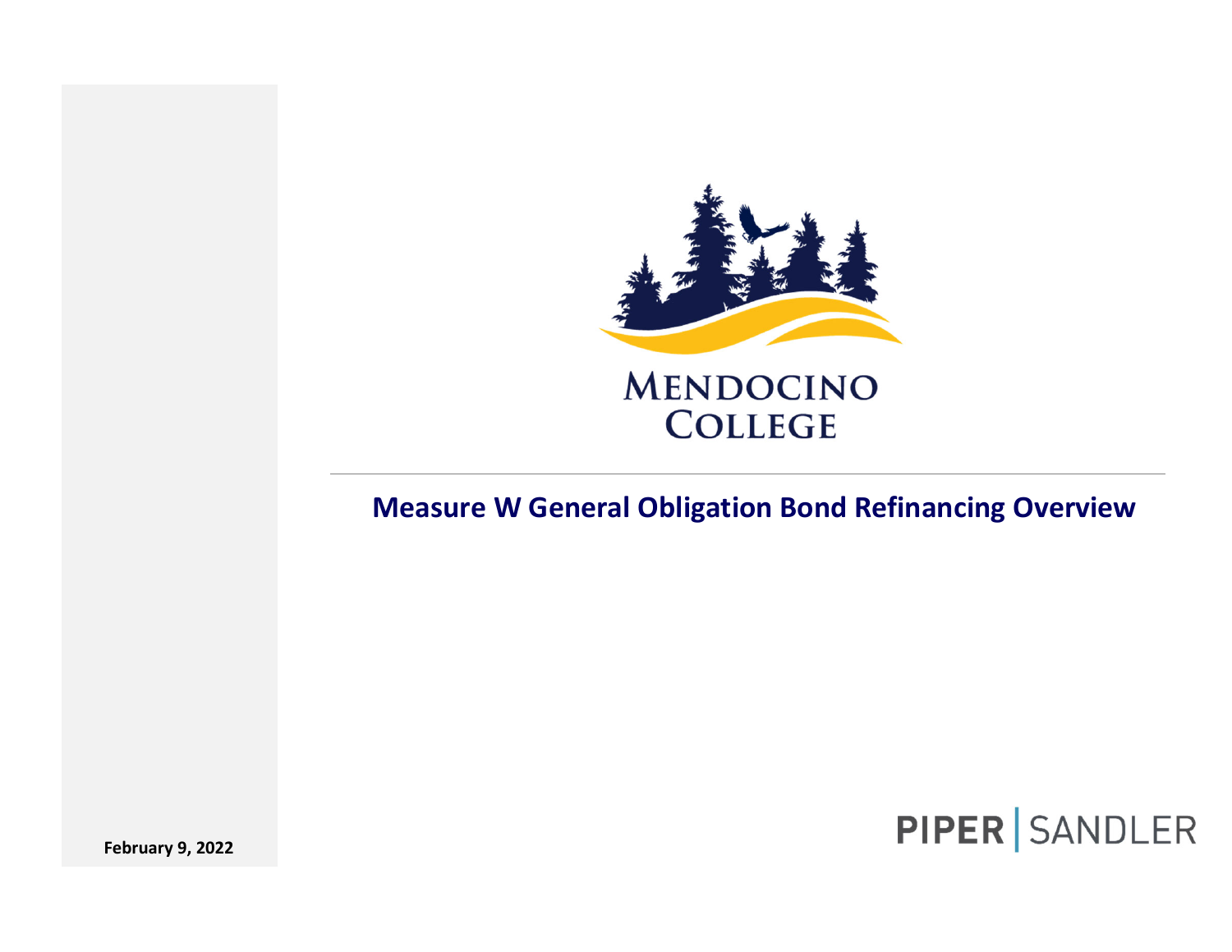MENDOCINO COLLEGE

# Measure W General Obligation Bond Refinancing Overview

**February 9, 2022**

PIPER | SANDLER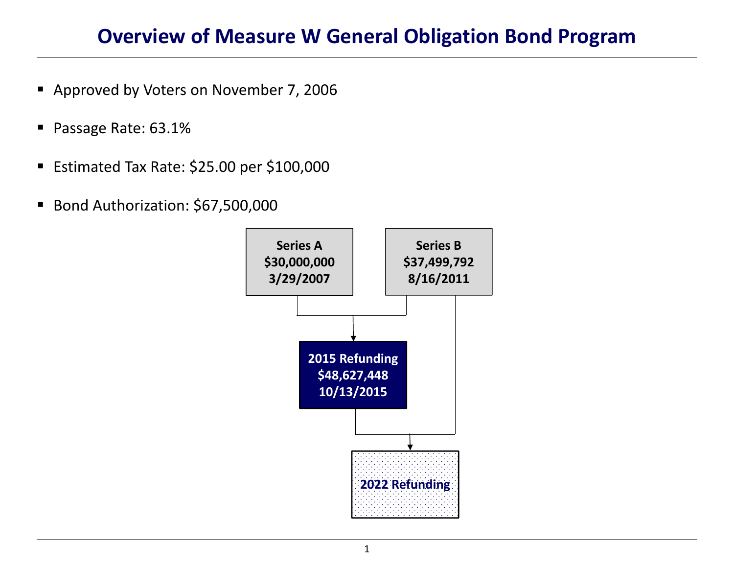# Overview of Measure W General Obligation Bond Program

- Approved by Voters on November 7, 2006
- Passage Rate: 63.1%
- Estimated Tax Rate: $25.00 per $100,000
- Bond Authorization: $67,500,000

**Series A**
**$30,000,000**
**3/29/2007**

**Series B**
**$37,499,792**
**8/16/2011**

**2015 Refunding**
**$48,627,448**
**10/13/2015**

**2022 Refunding**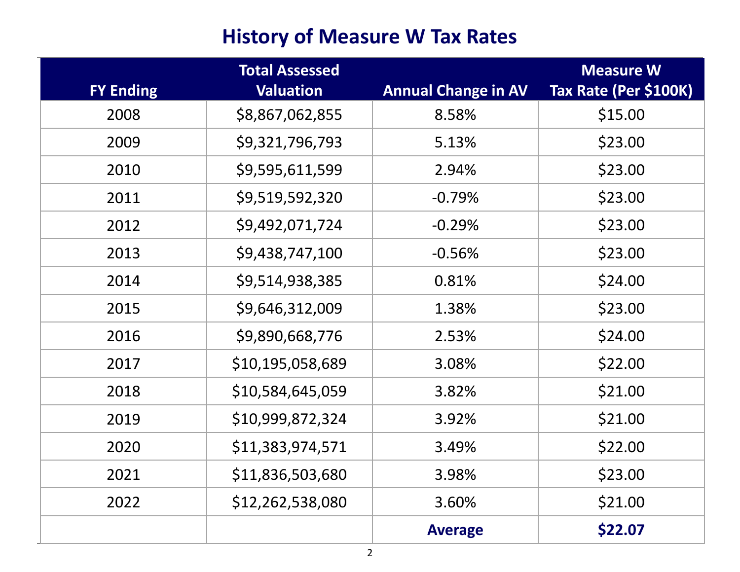# History of Measure W Tax Rates

| FY Ending | Total Assessed Valuation | Annual Change in AV | Measure W Tax Rate (Per $100K) |
|---|---|---|---|
| 2008 | $8,867,062,855 | 8.58% | $15.00 |
| 2009 | $9,321,796,793 | 5.13% | $23.00 |
| 2010 | $9,595,611,599 | 2.94% | $23.00 |
| 2011 | $9,519,592,320 | -0.79% | $23.00 |
| 2012 | $9,492,071,724 | -0.29% | $23.00 |
| 2013 | $9,438,747,100 | -0.56% | $23.00 |
| 2014 | $9,514,938,385 | 0.81% | $24.00 |
| 2015 | $9,646,312,009 | 1.38% | $23.00 |
| 2016 | $9,890,668,776 | 2.53% | $24.00 |
| 2017 | $10,195,058,689 | 3.08% | $22.00 |
| 2018 | $10,584,645,059 | 3.82% | $21.00 |
| 2019 | $10,999,872,324 | 3.92% | $21.00 |
| 2020 | $11,383,974,571 | 3.49% | $22.00 |
| 2021 | $11,836,503,680 | 3.98% | $23.00 |
| 2022 | $12,262,538,080 | 3.60% | $21.00 |
| | | **Average** | **$22.07** |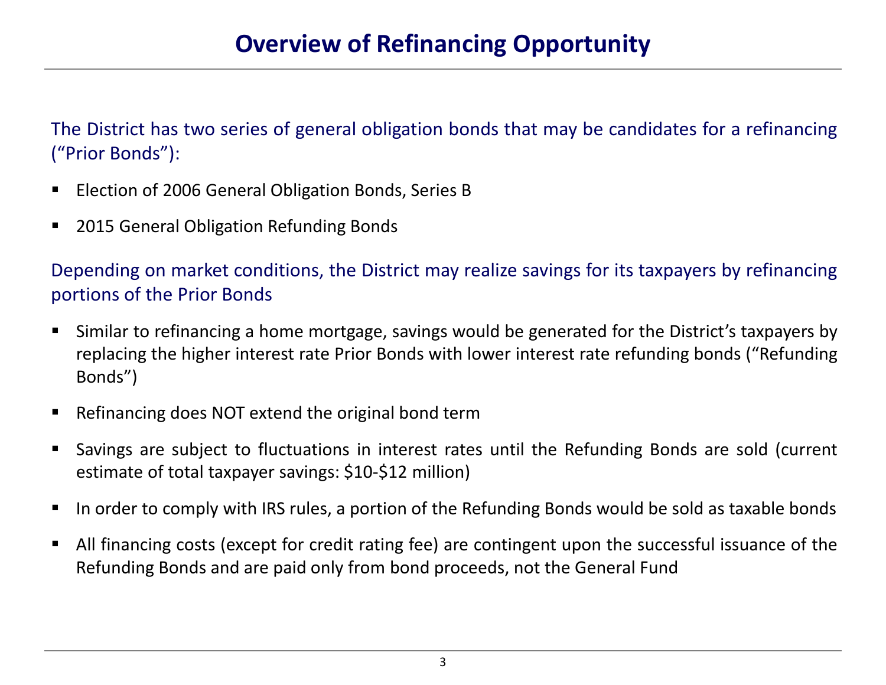# Overview of Refinancing Opportunity

The District has two series of general obligation bonds that may be candidates for a refinancing ("Prior Bonds"):

- Election of 2006 General Obligation Bonds, Series B
- 2015 General Obligation Refunding Bonds

Depending on market conditions, the District may realize savings for its taxpayers by refinancing portions of the Prior Bonds

- Similar to refinancing a home mortgage, savings would be generated for the District's taxpayers by replacing the higher interest rate Prior Bonds with lower interest rate refunding bonds ("Refunding Bonds")
- Refinancing does NOT extend the original bond term
- Savings are subject to fluctuations in interest rates until the Refunding Bonds are sold (current estimate of total taxpayer savings: $10-$12 million)
- In order to comply with IRS rules, a portion of the Refunding Bonds would be sold as taxable bonds
- All financing costs (except for credit rating fee) are contingent upon the successful issuance of the Refunding Bonds and are paid only from bond proceeds, not the General Fund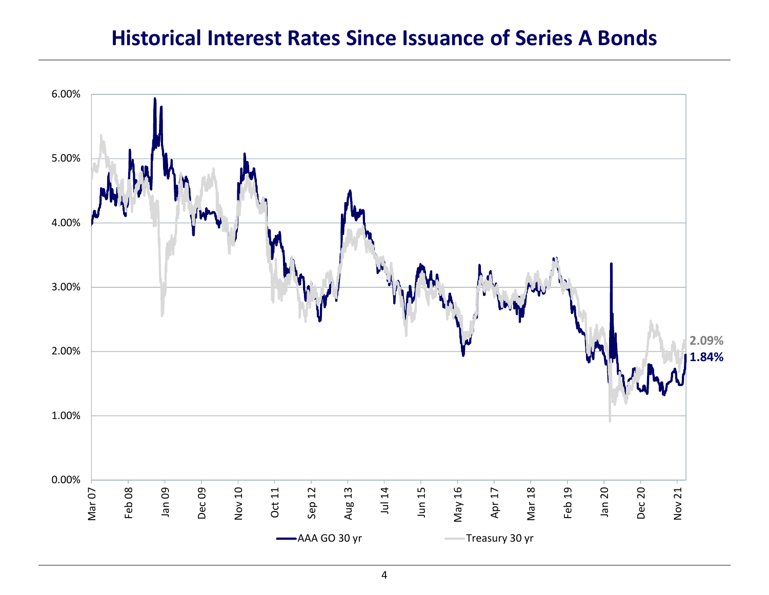# Historical Interest Rates Since Issuance of Series A Bonds

6.00%
5.00%
4.00%
3.00%
2.00%
1.00%
0.00%

Mar 07, Feb 08, Jan 09, Dec 09, Nov 10, Oct 11, Sep 12, Aug 13, Jul 14, Jun 15, May 16, Apr 17, Mar 18, Feb 19, Jan 20, Dec 20, Nov 21

**2.09%**

**1.84%**

AAA GO 30 yr

Treasury 30 yr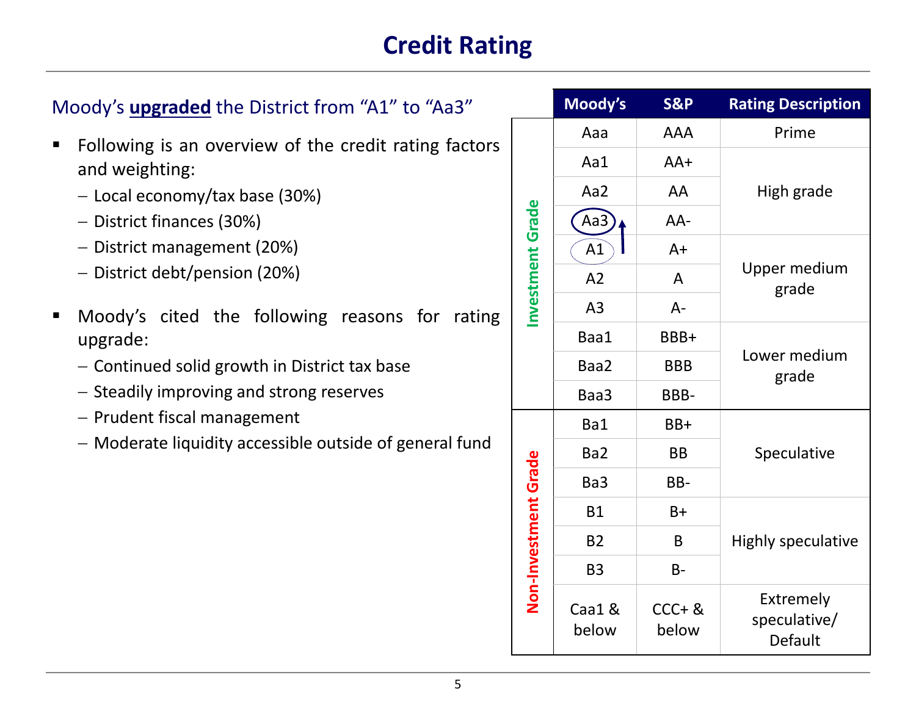# Credit Rating

Moody's **upgraded** the District from "A1" to "Aa3"

- Following is an overview of the credit rating factors and weighting:
  - Local economy/tax base (30%)
  - District finances (30%)
  - District management (20%)
  - District debt/pension (20%)

- Moody's cited the following reasons for rating upgrade:
  - Continued solid growth in District tax base
  - Steadily improving and strong reserves
  - Prudent fiscal management
  - Moderate liquidity accessible outside of general fund

| | Moody's | S&P | Rating Description |
|---|---|---|---|
| Investment Grade | Aaa | AAA | Prime |
| | Aa1 | AA+ | High grade |
| | Aa2 | AA | |
| | Aa3 | AA- | |
| | A1 | A+ | Upper medium grade |
| | A2 | A | |
| | A3 | A- | |
| | Baa1 | BBB+ | Lower medium grade |
| | Baa2 | BBB | |
| | Baa3 | BBB- | |
| Non-Investment Grade | Ba1 | BB+ | Speculative |
| | Ba2 | BB | |
| | Ba3 | BB- | |
| | B1 | B+ | Highly speculative |
| | B2 | B | |
| | B3 | B- | |
| | Caa1 & below | CCC+ & below | Extremely speculative/ Default |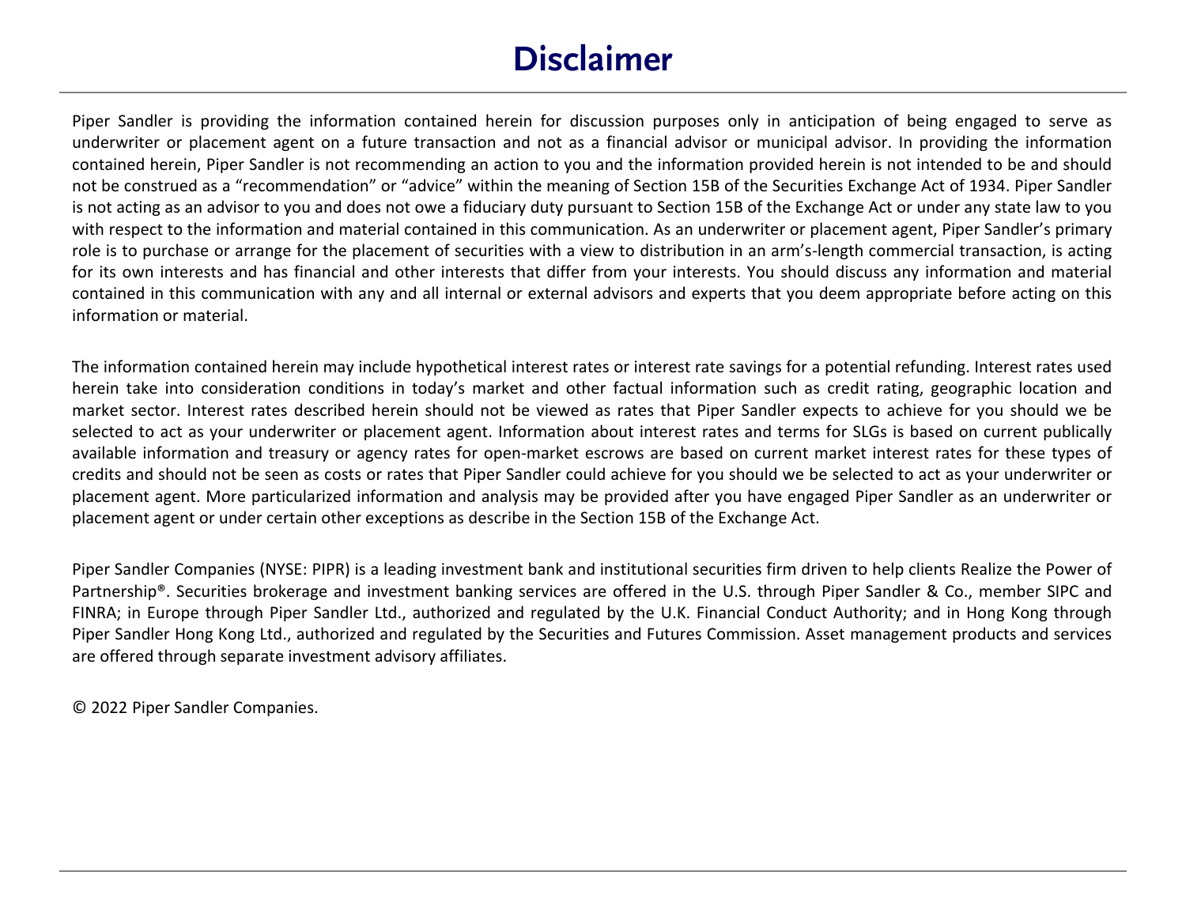# Disclaimer

Piper Sandler is providing the information contained herein for discussion purposes only in anticipation of being engaged to serve as underwriter or placement agent on a future transaction and not as a financial advisor or municipal advisor. In providing the information contained herein, Piper Sandler is not recommending an action to you and the information provided herein is not intended to be and should not be construed as a “recommendation” or “advice” within the meaning of Section 15B of the Securities Exchange Act of 1934. Piper Sandler is not acting as an advisor to you and does not owe a fiduciary duty pursuant to Section 15B of the Exchange Act or under any state law to you with respect to the information and material contained in this communication. As an underwriter or placement agent, Piper Sandler’s primary role is to purchase or arrange for the placement of securities with a view to distribution in an arm’s-length commercial transaction, is acting for its own interests and has financial and other interests that differ from your interests. You should discuss any information and material contained in this communication with any and all internal or external advisors and experts that you deem appropriate before acting on this information or material.

The information contained herein may include hypothetical interest rates or interest rate savings for a potential refunding. Interest rates used herein take into consideration conditions in today’s market and other factual information such as credit rating, geographic location and market sector. Interest rates described herein should not be viewed as rates that Piper Sandler expects to achieve for you should we be selected to act as your underwriter or placement agent. Information about interest rates and terms for SLGs is based on current publically available information and treasury or agency rates for open-market escrows are based on current market interest rates for these types of credits and should not be seen as costs or rates that Piper Sandler could achieve for you should we be selected to act as your underwriter or placement agent. More particularized information and analysis may be provided after you have engaged Piper Sandler as an underwriter or placement agent or under certain other exceptions as describe in the Section 15B of the Exchange Act.

Piper Sandler Companies (NYSE: PIPR) is a leading investment bank and institutional securities firm driven to help clients Realize the Power of Partnership®. Securities brokerage and investment banking services are offered in the U.S. through Piper Sandler & Co., member SIPC and FINRA; in Europe through Piper Sandler Ltd., authorized and regulated by the U.K. Financial Conduct Authority; and in Hong Kong through Piper Sandler Hong Kong Ltd., authorized and regulated by the Securities and Futures Commission. Asset management products and services are offered through separate investment advisory affiliates.

© 2022 Piper Sandler Companies.